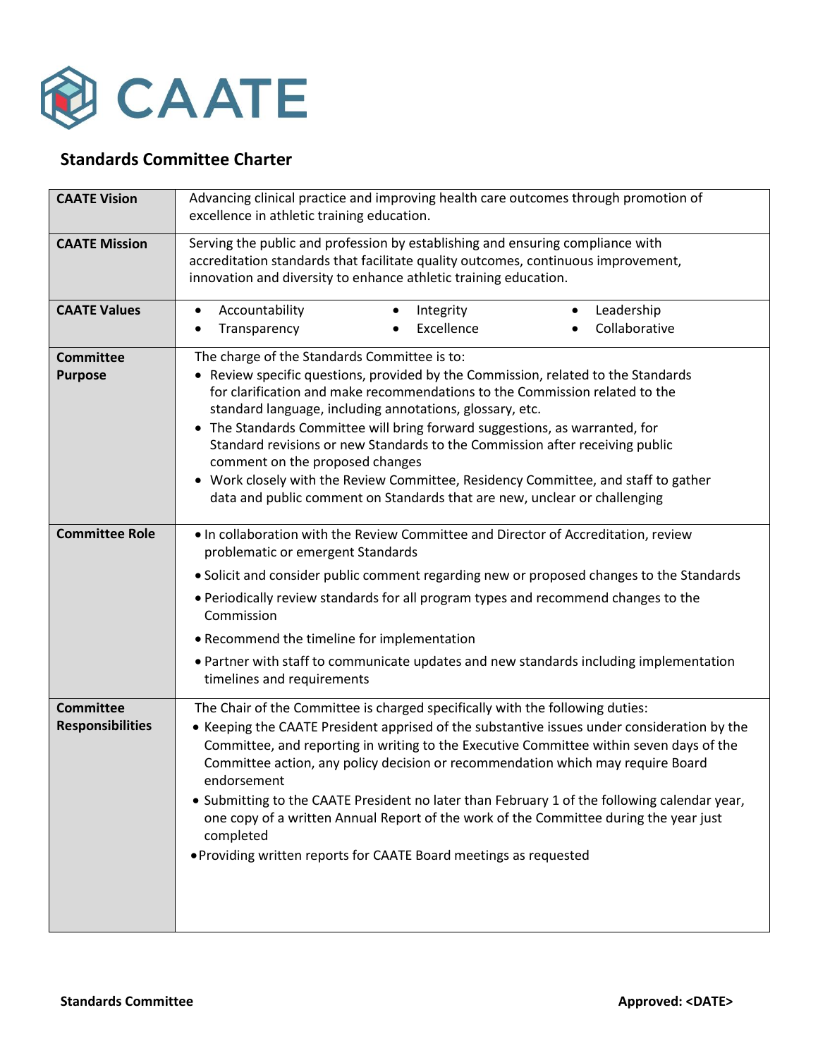# CAATE

## Standards Committee Charter

| | |
|---|---|
| **CAATE Vision** | Advancing clinical practice and improving health care outcomes through promotion of excellence in athletic training education. |
| **CAATE Mission** | Serving the public and profession by establishing and ensuring compliance with accreditation standards that facilitate quality outcomes, continuous improvement, innovation and diversity to enhance athletic training education. |
| **CAATE Values** | • Accountability • Integrity • Leadership • Transparency • Excellence • Collaborative |
| **Committee Purpose** | The charge of the Standards Committee is to: <br>• Review specific questions, provided by the Commission, related to the Standards for clarification and make recommendations to the Commission related to the standard language, including annotations, glossary, etc. <br>• The Standards Committee will bring forward suggestions, as warranted, for Standard revisions or new Standards to the Commission after receiving public comment on the proposed changes <br>• Work closely with the Review Committee, Residency Committee, and staff to gather data and public comment on Standards that are new, unclear or challenging |
| **Committee Role** | • In collaboration with the Review Committee and Director of Accreditation, review problematic or emergent Standards <br>• Solicit and consider public comment regarding new or proposed changes to the Standards <br>• Periodically review standards for all program types and recommend changes to the Commission <br>• Recommend the timeline for implementation <br>• Partner with staff to communicate updates and new standards including implementation timelines and requirements |
| **Committee Responsibilities** | The Chair of the Committee is charged specifically with the following duties: <br>• Keeping the CAATE President apprised of the substantive issues under consideration by the Committee, and reporting in writing to the Executive Committee within seven days of the Committee action, any policy decision or recommendation which may require Board endorsement <br>• Submitting to the CAATE President no later than February 1 of the following calendar year, one copy of a written Annual Report of the work of the Committee during the year just completed <br>• Providing written reports for CAATE Board meetings as requested |

**Standards Committee** **Approved: <DATE>**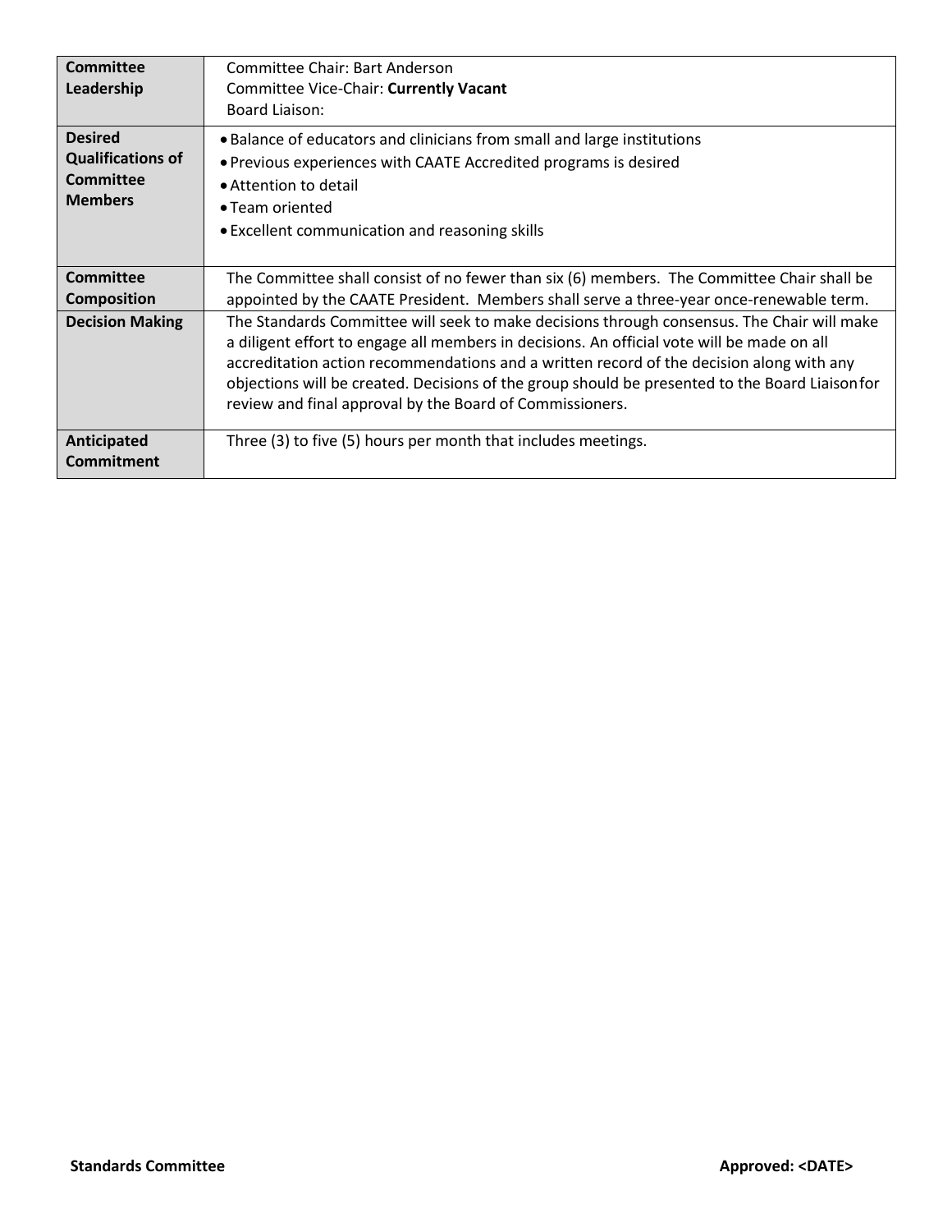| | |
|---|---|
| **Committee Leadership** | Committee Chair: Bart Anderson<br>Committee Vice-Chair: **Currently Vacant**<br>Board Liaison: |
| **Desired Qualifications of Committee Members** | • Balance of educators and clinicians from small and large institutions<br>• Previous experiences with CAATE Accredited programs is desired<br>• Attention to detail<br>• Team oriented<br>• Excellent communication and reasoning skills |
| **Committee Composition** | The Committee shall consist of no fewer than six (6) members. The Committee Chair shall be appointed by the CAATE President. Members shall serve a three-year once-renewable term. |
| **Decision Making** | The Standards Committee will seek to make decisions through consensus. The Chair will make a diligent effort to engage all members in decisions. An official vote will be made on all accreditation action recommendations and a written record of the decision along with any objections will be created. Decisions of the group should be presented to the Board Liaison for review and final approval by the Board of Commissioners. |
| **Anticipated Commitment** | Three (3) to five (5) hours per month that includes meetings. |